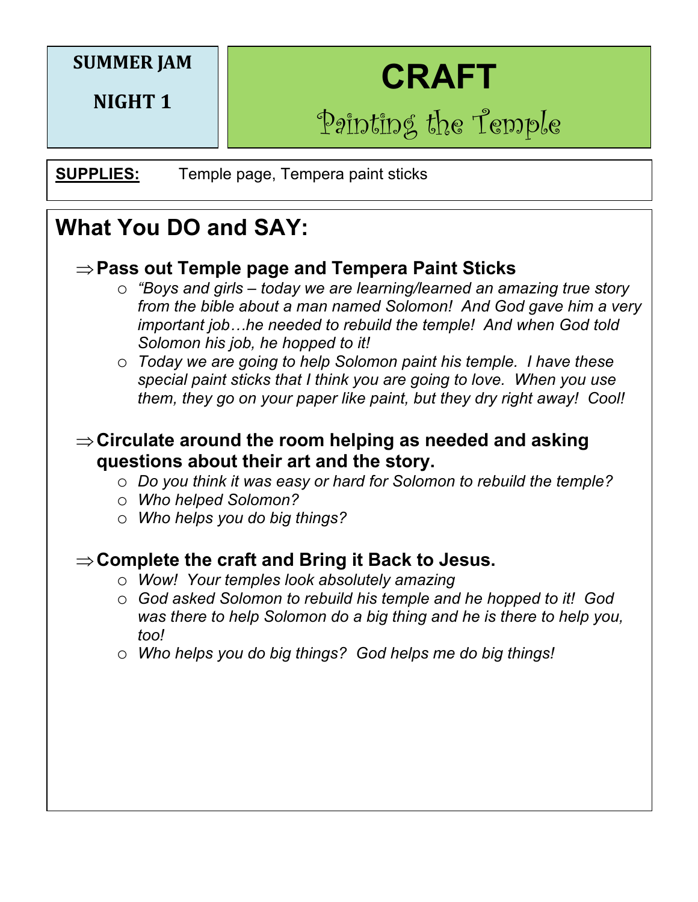**SUMMER JAM**

**NIGHT 1**

# CRAFT

## Painting the Temple

**SUPPLIES:** Temple page, Tempera paint sticks

## What You DO and SAY:

⇒ **Pass out Temple page and Tempera Paint Sticks**

- *"Boys and girls – today we are learning/learned an amazing true story from the bible about a man named Solomon! And God gave him a very important job…he needed to rebuild the temple! And when God told Solomon his job, he hopped to it!*
- *Today we are going to help Solomon paint his temple. I have these special paint sticks that I think you are going to love. When you use them, they go on your paper like paint, but they dry right away! Cool!*

⇒ **Circulate around the room helping as needed and asking questions about their art and the story.**

- *Do you think it was easy or hard for Solomon to rebuild the temple?*
- *Who helped Solomon?*
- *Who helps you do big things?*

⇒ **Complete the craft and Bring it Back to Jesus.**

- *Wow! Your temples look absolutely amazing*
- *God asked Solomon to rebuild his temple and he hopped to it! God was there to help Solomon do a big thing and he is there to help you, too!*
- *Who helps you do big things? God helps me do big things!*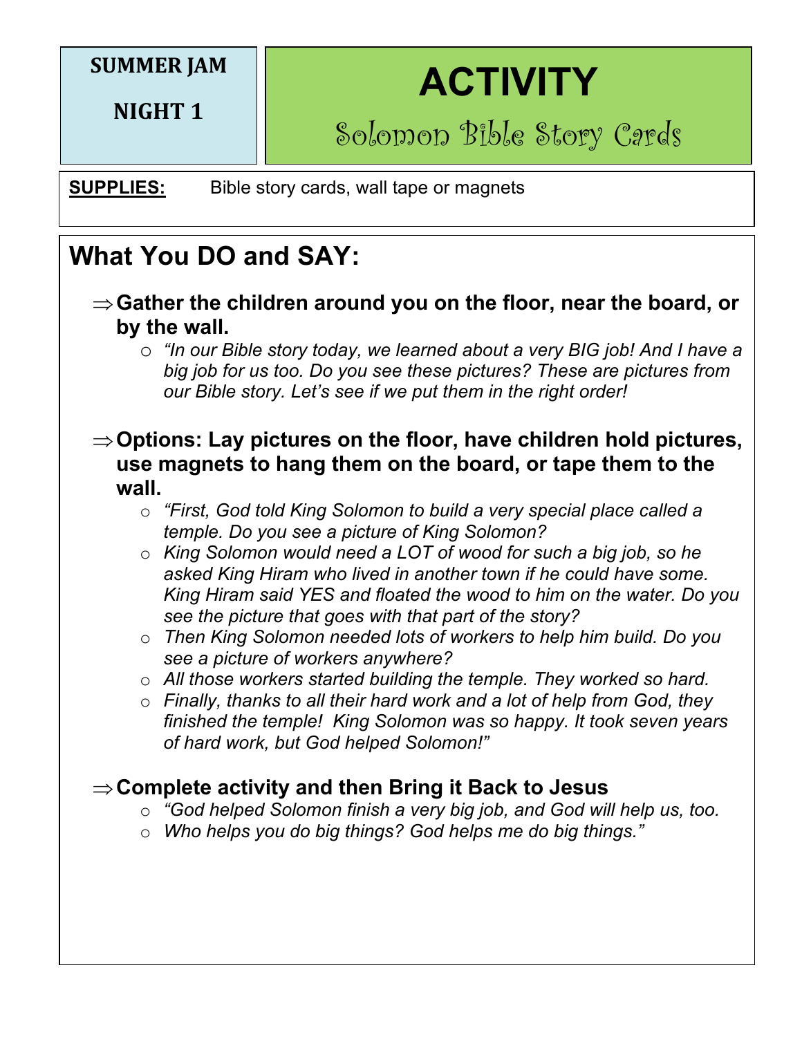**SUMMER JAM**

**NIGHT 1**

# ACTIVITY

## Solomon Bible Story Cards

**SUPPLIES:** Bible story cards, wall tape or magnets

## What You DO and SAY:

⇒ **Gather the children around you on the floor, near the board, or by the wall.**

- *"In our Bible story today, we learned about a very BIG job! And I have a big job for us too. Do you see these pictures? These are pictures from our Bible story. Let's see if we put them in the right order!*

⇒ **Options: Lay pictures on the floor, have children hold pictures, use magnets to hang them on the board, or tape them to the wall.**

- *"First, God told King Solomon to build a very special place called a temple. Do you see a picture of King Solomon?*
- *King Solomon would need a LOT of wood for such a big job, so he asked King Hiram who lived in another town if he could have some. King Hiram said YES and floated the wood to him on the water. Do you see the picture that goes with that part of the story?*
- *Then King Solomon needed lots of workers to help him build. Do you see a picture of workers anywhere?*
- *All those workers started building the temple. They worked so hard.*
- *Finally, thanks to all their hard work and a lot of help from God, they finished the temple! King Solomon was so happy. It took seven years of hard work, but God helped Solomon!"*

⇒ **Complete activity and then Bring it Back to Jesus**

- *"God helped Solomon finish a very big job, and God will help us, too.*
- *Who helps you do big things? God helps me do big things."*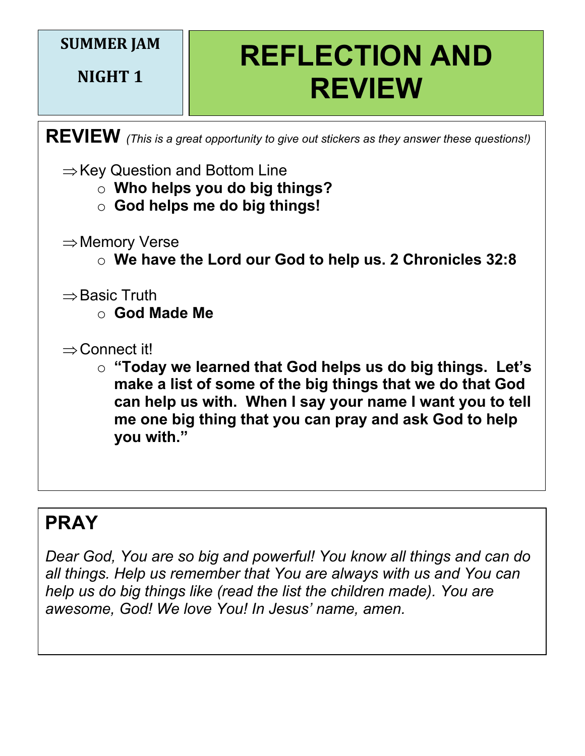**SUMMER JAM**

**NIGHT 1**

# REFLECTION AND REVIEW

## REVIEW *(This is a great opportunity to give out stickers as they answer these questions!)*

⇒ Key Question and Bottom Line
- **Who helps you do big things?**
- **God helps me do big things!**

⇒ Memory Verse
- **We have the Lord our God to help us. 2 Chronicles 32:8**

⇒ Basic Truth
- **God Made Me**

⇒ Connect it!
- **"Today we learned that God helps us do big things. Let's make a list of some of the big things that we do that God can help us with. When I say your name I want you to tell me one big thing that you can pray and ask God to help you with."**

## PRAY

*Dear God, You are so big and powerful! You know all things and can do all things. Help us remember that You are always with us and You can help us do big things like (read the list the children made). You are awesome, God! We love You! In Jesus' name, amen.*